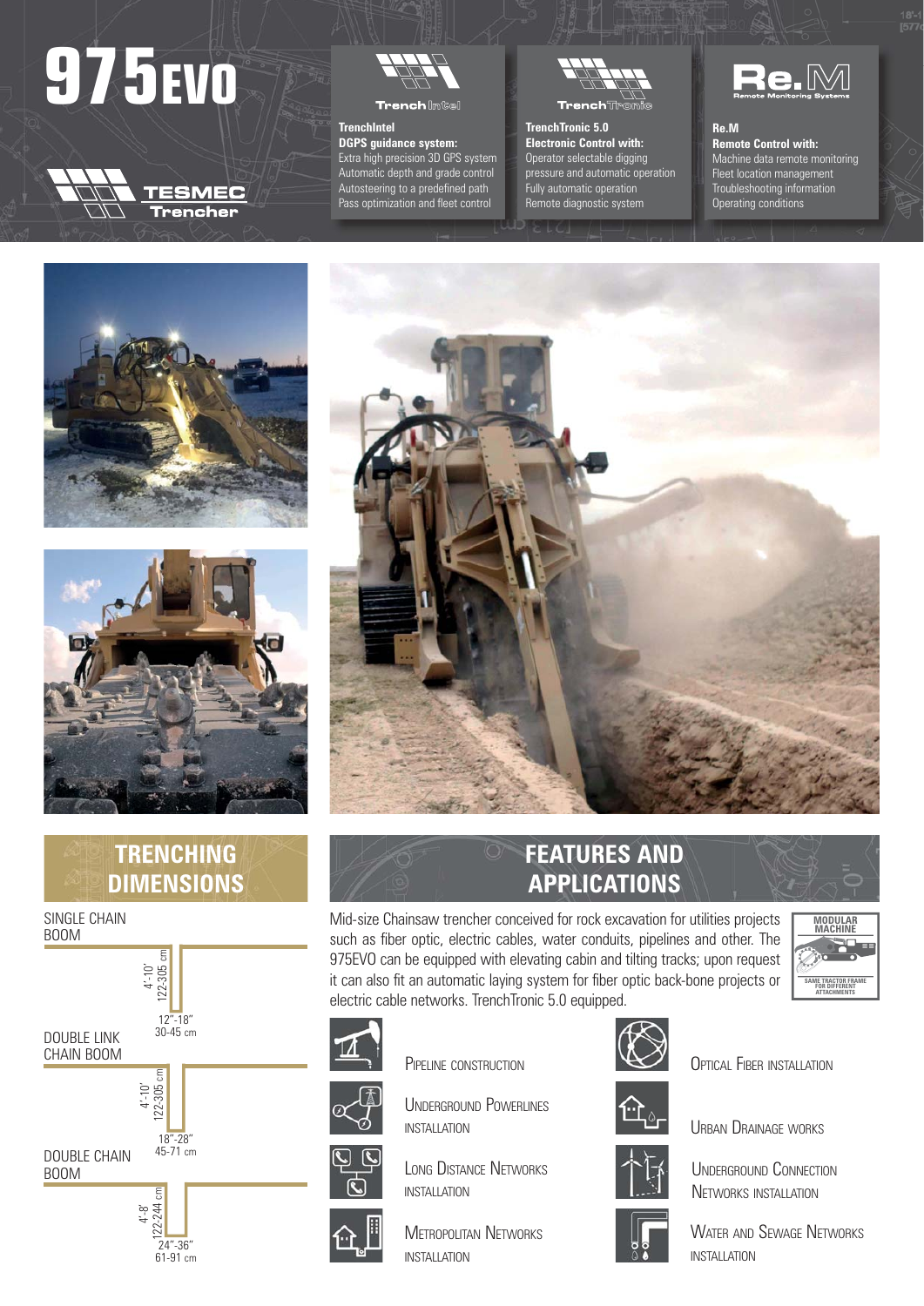# 975EVO

TESMEC Trencher

**TrenchIntel**
**DGPS guidance system:**
Extra high precision 3D GPS system
Automatic depth and grade control
Autosteering to a predefined path
Pass optimization and fleet control

**TrenchTronic 5.0**
**Electronic Control with:**
Operator selectable digging pressure and automatic operation
Fully automatic operation
Remote diagnostic system

**Re.M**
**Remote Control with:**
Machine data remote monitoring
Fleet location management
Troubleshooting information
Operating conditions

## TRENCHING DIMENSIONS

SINGLE CHAIN BOOM

4'-10' / 122-305 cm
12"-18" / 30-45 cm

DOUBLE LINK CHAIN BOOM

4'-10' / 122-305 cm
18"-28" / 45-71 cm

DOUBLE CHAIN BOOM

4'-8' / 122-244 cm
24"-36" / 61-91 cm

## FEATURES AND APPLICATIONS

Mid-size Chainsaw trencher conceived for rock excavation for utilities projects such as fiber optic, electric cables, water conduits, pipelines and other. The 975EVO can be equipped with elevating cabin and tilting tracks; upon request it can also fit an automatic laying system for fiber optic back-bone projects or electric cable networks. TrenchTronic 5.0 equipped.

MODULAR MACHINE – SAME TRACTOR FRAME FOR DIFFERENT ATTACHMENTS

- Pipeline construction
- Underground Powerlines installation
- Long Distance Networks installation
- Metropolitan Networks installation
- Optical Fiber installation
- Urban Drainage works
- Underground Connection Networks installation
- Water and Sewage Networks installation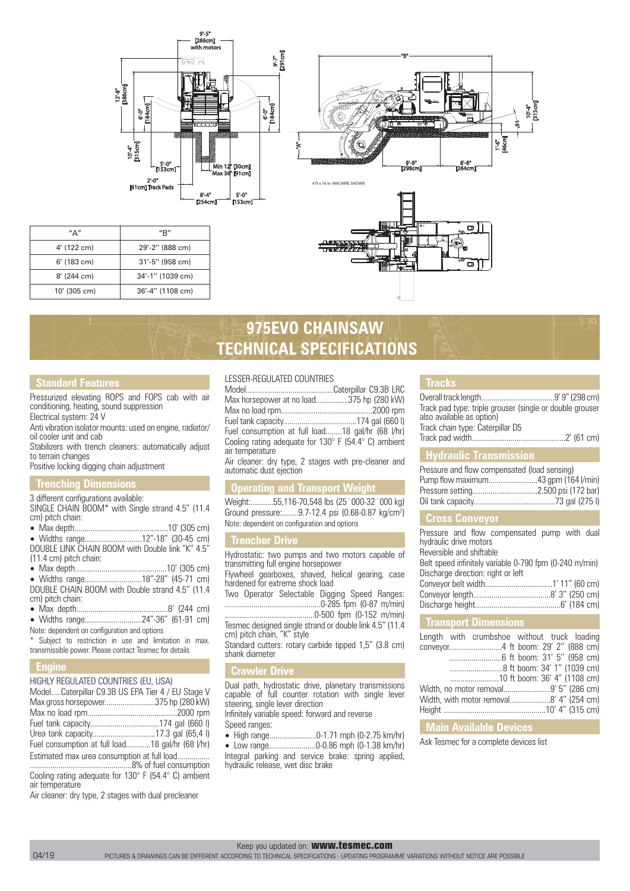9'-5" [286cm] with motors

9'-7" [291cm]

12'-8" [386cm]

6'-0" [184cm]

6'-0" [184cm]

10'-4" [315cm]

5'-0" [153cm]

2'-0" [61cm] Track Pads

Min 12" [30cm] Max 36" [91cm]

8'-4" [254cm]

5'-0" [153cm]

"B"

"A"

10'-4" [315cm]

1'-6" [46cm]

9'-9" [298cm]

8'-8" [264cm]

4 ft x 16 in MACHINE SHOWN

| "A" | "B" |
|---|---|
| 4' (122 cm) | 29'-2'' (888 cm) |
| 6' (183 cm) | 31'-5'' (958 cm) |
| 8' (244 cm) | 34'-1'' (1039 cm) |
| 10' (305 cm) | 36'-4'' (1108 cm) |

# 975EVO CHAINSAW TECHNICAL SPECIFICATIONS

## Standard Features

Pressurized elevating ROPS and FOPS cab with air conditioning, heating, sound suppression

Electrical system: 24 V

Anti vibration isolator mounts: used on engine, radiator/ oil cooler unit and cab

Stabilizers with trench cleaners: automatically adjust to terrain changes

Positive locking digging chain adjustment

## Trenching Dimensions

3 different configurations available:

SINGLE CHAIN BOOM* with Single strand 4.5" (11.4 cm) pitch chain:

- Max depth..............................................10' (305 cm)
- Widths range............................12"-18" (30-45 cm)

DOUBLE LINK CHAIN BOOM with Double link "K" 4.5" (11.4 cm) pitch chain:

- Max depth..............................................10' (305 cm)
- Widths range............................18"-28" (45-71 cm)

DOUBLE CHAIN BOOM with Double strand 4.5" (11.4 cm) pitch chain:

- Max depth..............................................8' (244 cm)
- Widths range............................24"-36" (61-91 cm)

Note: dependent on configuration and options

\* Subject to restriction in use and limitation in max. transmissible power. Please contact Tesmec for details

## Engine

HIGHLY REGULATED COUNTRIES (EU, USA)

Model.....Caterpillar C9.3B US EPA Tier 4 / EU Stage V

Max gross horsepower.........................375 hp (280 kW)

Max no load rpm............................................2000 rpm

Fuel tank capacity..................................174 gal (660 l)

Urea tank capacity...............................17.3 gal (65,4 l)

Fuel consumption at full load............18 gal/hr (68 l/hr)

Estimated max urea consumption at full load.................................................................8% of fuel consumption

Cooling rating adequate for 130° F (54.4° C) ambient air temperature

Air cleaner: dry type, 2 stages with dual precleaner

LESSER-REGULATED COUNTRIES

Model...........................................Caterpillar C9.3B LRC

Max horsepower at no load................375 hp (280 kW)

Max no load rpm.............................................2000 rpm

Fuel tank capacity....................................174 gal (660 l)

Fuel consumption at full load........18 gal/hr (68 l/hr)

Cooling rating adequate for 130° F (54.4° C) ambient air temperature

Air cleaner: dry type, 2 stages with pre-cleaner and automatic dust ejection

## Operating and Transport Weight

Weight:...........55,116-70,548 lbs (25 000-32 000 kg)

Ground pressure:........9.7-12.4 psi (0.68-0.87 kg/cm²)

Note: dependent on configuration and options

## Trencher Drive

Hydrostatic: two pumps and two motors capable of transmitting full engine horsepower

Flywheel gearboxes, shaved, helical gearing, case hardened for extreme shock load

Two Operator Selectable Digging Speed Ranges:

...............................................0-285 fpm (0-87 m/min)

............................................0-500 fpm (0-152 m/min)

Tesmec designed single strand or double link 4.5" (11.4 cm) pitch chain, "K" style

Standard cutters: rotary carbide tipped 1,5" (3.8 cm) shank diameter

## Crawler Drive

Dual path, hydrostatic drive, planetary transmissions capable of full counter rotation with single lever steering, single lever direction

Infinitely variable speed: forward and reverse

Speed ranges:

- High range.......................0-1.71 mph (0-2.75 km/hr)
- Low range.......................0-0.86 mph (0-1.38 km/hr)

Integral parking and service brake: spring applied, hydraulic release, wet disc brake

## Tracks

Overall track length....................................9' 9" (298 cm)

Track pad type: triple grouser (single or double grouser also available as option)

Track chain type: Caterpillar D5

Track pad width..............................................2' (61 cm)

## Hydraulic Transmission

Pressure and flow compensated (load sensing)

Pump flow maximum........................43 gpm (164 l/min)

Pressure setting................................2.500 psi (172 bar)

Oil tank capacity........................................73 gal (275 l)

## Cross Conveyor

Pressure and flow compensated pump with dual hydraulic drive motors

Reversible and shiftable

Belt speed infinitely variable 0-790 fpm (0-240 m/min)

Discharge direction: right or left

Conveyor belt width.................................1' 11" (60 cm)

Conveyor length.......................................8' 3" (250 cm)

Discharge height..........................................6' (184 cm)

## Transport Dimensions

Length with crumbshoe without truck loading conveyor..........................4 ft boom: 29' 2" (888 cm)

..........................6 ft boom: 31' 5" (958 cm)

..........................8 ft boom: 34' 1" (1039 cm)

........................10 ft boom: 36' 4" (1108 cm)

Width, no motor removal.......................9' 5" (286 cm)

Width, with motor removal....................8' 4" (254 cm)

Height ..................................................10' 4" (315 cm)

## Main Available Devices

Ask Tesmec for a complete devices list

Keep you updated on: **www.tesmec.com**

04/19

PICTURES & DRAWINGS CAN BE DIFFERENT ACCORDING TO TECHNICAL SPECIFICATIONS - UPDATING PROGRAMME VARIATIONS WITHOUT NOTICE ARE POSSIBLE